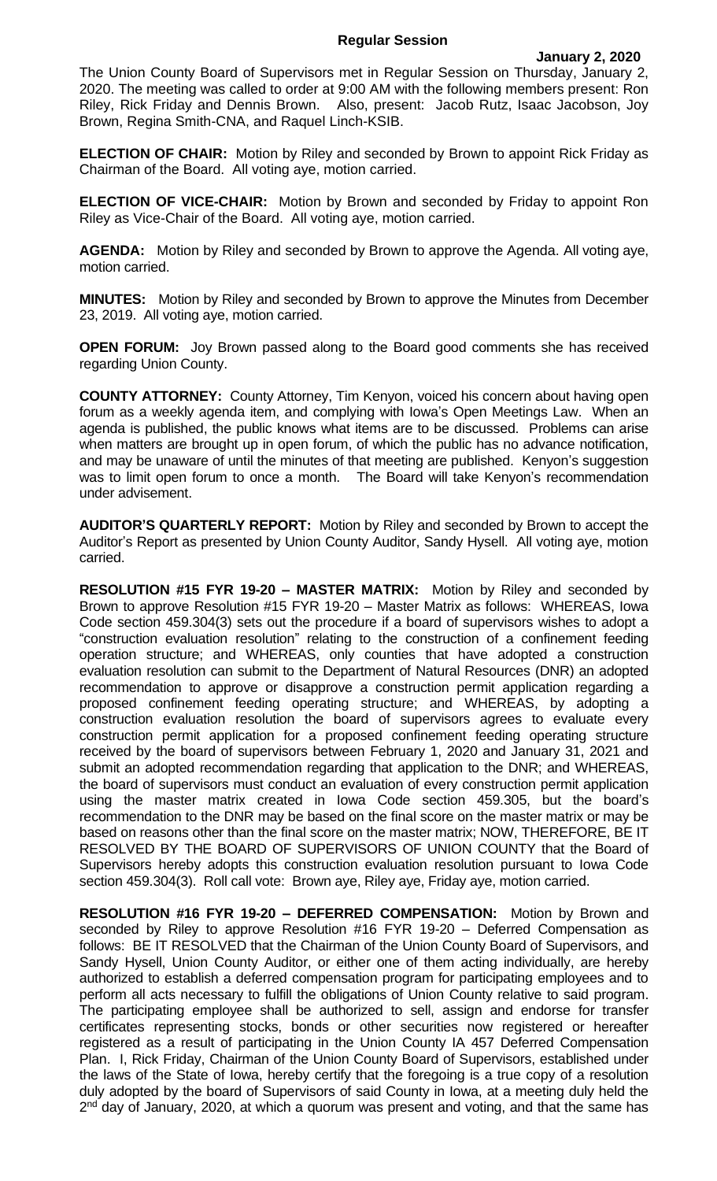# Regular Session

**January 2, 2020**

The Union County Board of Supervisors met in Regular Session on Thursday, January 2, 2020. The meeting was called to order at 9:00 AM with the following members present: Ron Riley, Rick Friday and Dennis Brown. Also, present: Jacob Rutz, Isaac Jacobson, Joy Brown, Regina Smith-CNA, and Raquel Linch-KSIB.

**ELECTION OF CHAIR:** Motion by Riley and seconded by Brown to appoint Rick Friday as Chairman of the Board. All voting aye, motion carried.

**ELECTION OF VICE-CHAIR:** Motion by Brown and seconded by Friday to appoint Ron Riley as Vice-Chair of the Board. All voting aye, motion carried.

**AGENDA:** Motion by Riley and seconded by Brown to approve the Agenda. All voting aye, motion carried.

**MINUTES:** Motion by Riley and seconded by Brown to approve the Minutes from December 23, 2019. All voting aye, motion carried.

**OPEN FORUM:** Joy Brown passed along to the Board good comments she has received regarding Union County.

**COUNTY ATTORNEY:** County Attorney, Tim Kenyon, voiced his concern about having open forum as a weekly agenda item, and complying with Iowa's Open Meetings Law. When an agenda is published, the public knows what items are to be discussed. Problems can arise when matters are brought up in open forum, of which the public has no advance notification, and may be unaware of until the minutes of that meeting are published. Kenyon's suggestion was to limit open forum to once a month. The Board will take Kenyon's recommendation under advisement.

**AUDITOR'S QUARTERLY REPORT:** Motion by Riley and seconded by Brown to accept the Auditor's Report as presented by Union County Auditor, Sandy Hysell. All voting aye, motion carried.

**RESOLUTION #15 FYR 19-20 – MASTER MATRIX:** Motion by Riley and seconded by Brown to approve Resolution #15 FYR 19-20 – Master Matrix as follows: WHEREAS, Iowa Code section 459.304(3) sets out the procedure if a board of supervisors wishes to adopt a "construction evaluation resolution" relating to the construction of a confinement feeding operation structure; and WHEREAS, only counties that have adopted a construction evaluation resolution can submit to the Department of Natural Resources (DNR) an adopted recommendation to approve or disapprove a construction permit application regarding a proposed confinement feeding operating structure; and WHEREAS, by adopting a construction evaluation resolution the board of supervisors agrees to evaluate every construction permit application for a proposed confinement feeding operating structure received by the board of supervisors between February 1, 2020 and January 31, 2021 and submit an adopted recommendation regarding that application to the DNR; and WHEREAS, the board of supervisors must conduct an evaluation of every construction permit application using the master matrix created in Iowa Code section 459.305, but the board's recommendation to the DNR may be based on the final score on the master matrix or may be based on reasons other than the final score on the master matrix; NOW, THEREFORE, BE IT RESOLVED BY THE BOARD OF SUPERVISORS OF UNION COUNTY that the Board of Supervisors hereby adopts this construction evaluation resolution pursuant to Iowa Code section 459.304(3). Roll call vote: Brown aye, Riley aye, Friday aye, motion carried.

**RESOLUTION #16 FYR 19-20 – DEFERRED COMPENSATION:** Motion by Brown and seconded by Riley to approve Resolution #16 FYR 19-20 – Deferred Compensation as follows: BE IT RESOLVED that the Chairman of the Union County Board of Supervisors, and Sandy Hysell, Union County Auditor, or either one of them acting individually, are hereby authorized to establish a deferred compensation program for participating employees and to perform all acts necessary to fulfill the obligations of Union County relative to said program. The participating employee shall be authorized to sell, assign and endorse for transfer certificates representing stocks, bonds or other securities now registered or hereafter registered as a result of participating in the Union County IA 457 Deferred Compensation Plan. I, Rick Friday, Chairman of the Union County Board of Supervisors, established under the laws of the State of Iowa, hereby certify that the foregoing is a true copy of a resolution duly adopted by the board of Supervisors of said County in Iowa, at a meeting duly held the 2nd day of January, 2020, at which a quorum was present and voting, and that the same has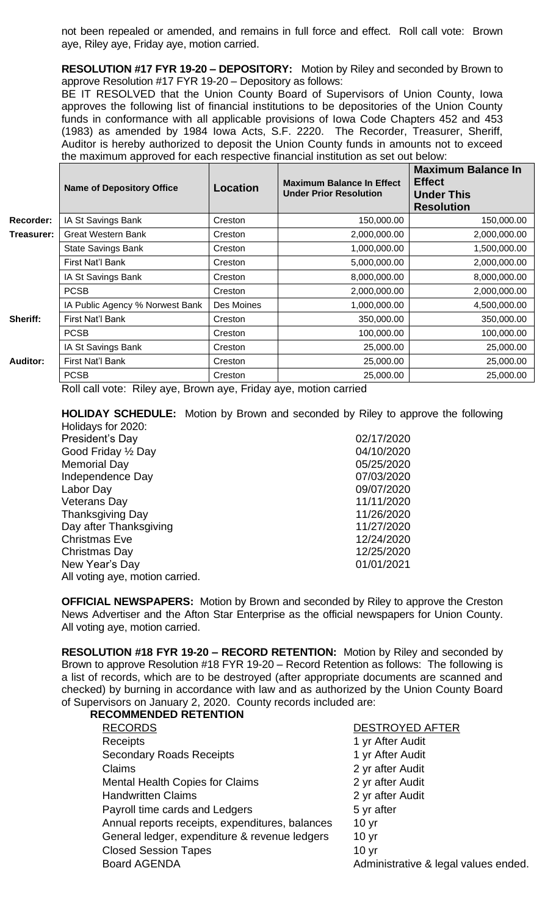not been repealed or amended, and remains in full force and effect. Roll call vote: Brown aye, Riley aye, Friday aye, motion carried.

**RESOLUTION #17 FYR 19-20 – DEPOSITORY:** Motion by Riley and seconded by Brown to approve Resolution #17 FYR 19-20 – Depository as follows:

BE IT RESOLVED that the Union County Board of Supervisors of Union County, Iowa approves the following list of financial institutions to be depositories of the Union County funds in conformance with all applicable provisions of Iowa Code Chapters 452 and 453 (1983) as amended by 1984 Iowa Acts, S.F. 2220. The Recorder, Treasurer, Sheriff, Auditor is hereby authorized to deposit the Union County funds in amounts not to exceed the maximum approved for each respective financial institution as set out below:

| | Name of Depository Office | Location | Maximum Balance In Effect Under Prior Resolution | Maximum Balance In Effect Under This Resolution |
|---|---|---|---|---|
| **Recorder:** | IA St Savings Bank | Creston | 150,000.00 | 150,000.00 |
| **Treasurer:** | Great Western Bank | Creston | 2,000,000.00 | 2,000,000.00 |
| | State Savings Bank | Creston | 1,000,000.00 | 1,500,000.00 |
| | First Nat'l Bank | Creston | 5,000,000.00 | 2,000,000.00 |
| | IA St Savings Bank | Creston | 8,000,000.00 | 8,000,000.00 |
| | PCSB | Creston | 2,000,000.00 | 2,000,000.00 |
| | IA Public Agency % Norwest Bank | Des Moines | 1,000,000.00 | 4,500,000.00 |
| **Sheriff:** | First Nat'l Bank | Creston | 350,000.00 | 350,000.00 |
| | PCSB | Creston | 100,000.00 | 100,000.00 |
| | IA St Savings Bank | Creston | 25,000.00 | 25,000.00 |
| **Auditor:** | First Nat'l Bank | Creston | 25,000.00 | 25,000.00 |
| | PCSB | Creston | 25,000.00 | 25,000.00 |

Roll call vote: Riley aye, Brown aye, Friday aye, motion carried

**HOLIDAY SCHEDULE:** Motion by Brown and seconded by Riley to approve the following Holidays for 2020:

| | |
|---|---|
| President's Day | 02/17/2020 |
| Good Friday ½ Day | 04/10/2020 |
| Memorial Day | 05/25/2020 |
| Independence Day | 07/03/2020 |
| Labor Day | 09/07/2020 |
| Veterans Day | 11/11/2020 |
| Thanksgiving Day | 11/26/2020 |
| Day after Thanksgiving | 11/27/2020 |
| Christmas Eve | 12/24/2020 |
| Christmas Day | 12/25/2020 |
| New Year's Day | 01/01/2021 |

All voting aye, motion carried.

**OFFICIAL NEWSPAPERS:** Motion by Brown and seconded by Riley to approve the Creston News Advertiser and the Afton Star Enterprise as the official newspapers for Union County. All voting aye, motion carried.

**RESOLUTION #18 FYR 19-20 – RECORD RETENTION:** Motion by Riley and seconded by Brown to approve Resolution #18 FYR 19-20 – Record Retention as follows: The following is a list of records, which are to be destroyed (after appropriate documents are scanned and checked) by burning in accordance with law and as authorized by the Union County Board of Supervisors on January 2, 2020. County records included are:

**RECOMMENDED RETENTION**

| RECORDS | DESTROYED AFTER |
|---|---|
| Receipts | 1 yr After Audit |
| Secondary Roads Receipts | 1 yr After Audit |
| Claims | 2 yr after Audit |
| Mental Health Copies for Claims | 2 yr after Audit |
| Handwritten Claims | 2 yr after Audit |
| Payroll time cards and Ledgers | 5 yr after |
| Annual reports receipts, expenditures, balances | 10 yr |
| General ledger, expenditure & revenue ledgers | 10 yr |
| Closed Session Tapes | 10 yr |
| Board AGENDA | Administrative & legal values ended. |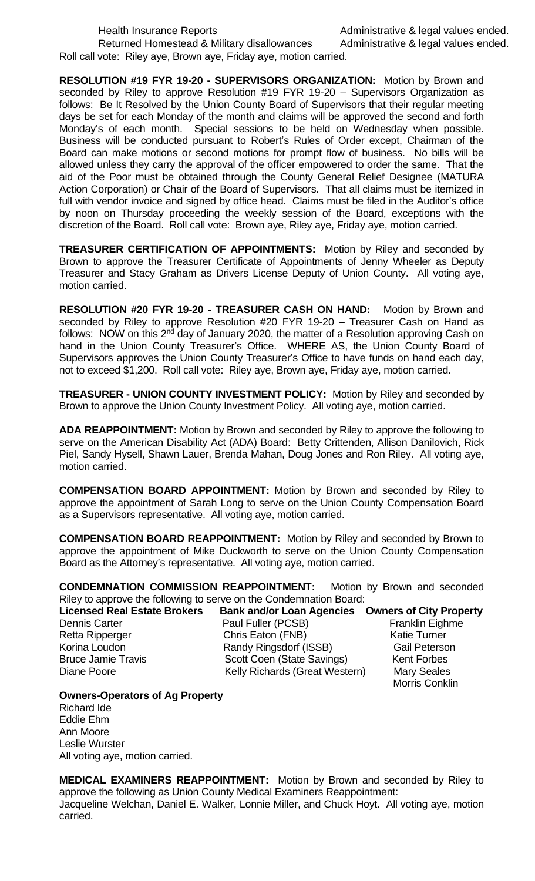| | |
|---|---|
| Health Insurance Reports | Administrative & legal values ended. |
| Returned Homestead & Military disallowances | Administrative & legal values ended. |

Roll call vote: Riley aye, Brown aye, Friday aye, motion carried.

**RESOLUTION #19 FYR 19-20 - SUPERVISORS ORGANIZATION:** Motion by Brown and seconded by Riley to approve Resolution #19 FYR 19-20 – Supervisors Organization as follows: Be It Resolved by the Union County Board of Supervisors that their regular meeting days be set for each Monday of the month and claims will be approved the second and forth Monday's of each month. Special sessions to be held on Wednesday when possible. Business will be conducted pursuant to Robert's Rules of Order except, Chairman of the Board can make motions or second motions for prompt flow of business. No bills will be allowed unless they carry the approval of the officer empowered to order the same. That the aid of the Poor must be obtained through the County General Relief Designee (MATURA Action Corporation) or Chair of the Board of Supervisors. That all claims must be itemized in full with vendor invoice and signed by office head. Claims must be filed in the Auditor's office by noon on Thursday proceeding the weekly session of the Board, exceptions with the discretion of the Board. Roll call vote: Brown aye, Riley aye, Friday aye, motion carried.

**TREASURER CERTIFICATION OF APPOINTMENTS:** Motion by Riley and seconded by Brown to approve the Treasurer Certificate of Appointments of Jenny Wheeler as Deputy Treasurer and Stacy Graham as Drivers License Deputy of Union County. All voting aye, motion carried.

**RESOLUTION #20 FYR 19-20 - TREASURER CASH ON HAND:** Motion by Brown and seconded by Riley to approve Resolution #20 FYR 19-20 – Treasurer Cash on Hand as follows: NOW on this 2nd day of January 2020, the matter of a Resolution approving Cash on hand in the Union County Treasurer's Office. WHERE AS, the Union County Board of Supervisors approves the Union County Treasurer's Office to have funds on hand each day, not to exceed $1,200. Roll call vote: Riley aye, Brown aye, Friday aye, motion carried.

**TREASURER - UNION COUNTY INVESTMENT POLICY:** Motion by Riley and seconded by Brown to approve the Union County Investment Policy. All voting aye, motion carried.

**ADA REAPPOINTMENT:** Motion by Brown and seconded by Riley to approve the following to serve on the American Disability Act (ADA) Board: Betty Crittenden, Allison Danilovich, Rick Piel, Sandy Hysell, Shawn Lauer, Brenda Mahan, Doug Jones and Ron Riley. All voting aye, motion carried.

**COMPENSATION BOARD APPOINTMENT:** Motion by Brown and seconded by Riley to approve the appointment of Sarah Long to serve on the Union County Compensation Board as a Supervisors representative. All voting aye, motion carried.

**COMPENSATION BOARD REAPPOINTMENT:** Motion by Riley and seconded by Brown to approve the appointment of Mike Duckworth to serve on the Union County Compensation Board as the Attorney's representative. All voting aye, motion carried.

**CONDEMNATION COMMISSION REAPPOINTMENT:** Motion by Brown and seconded Riley to approve the following to serve on the Condemnation Board:

| Licensed Real Estate Brokers | Bank and/or Loan Agencies | Owners of City Property |
|---|---|---|
| Dennis Carter | Paul Fuller (PCSB) | Franklin Eighme |
| Retta Ripperger | Chris Eaton (FNB) | Katie Turner |
| Korina Loudon | Randy Ringsdorf (ISSB) | Gail Peterson |
| Bruce Jamie Travis | Scott Coen (State Savings) | Kent Forbes |
| Diane Poore | Kelly Richards (Great Western) | Mary Seales |
| | | Morris Conklin |

**Owners-Operators of Ag Property**
Richard Ide
Eddie Ehm
Ann Moore
Leslie Wurster
All voting aye, motion carried.

**MEDICAL EXAMINERS REAPPOINTMENT:** Motion by Brown and seconded by Riley to approve the following as Union County Medical Examiners Reappointment:
Jacqueline Welchan, Daniel E. Walker, Lonnie Miller, and Chuck Hoyt. All voting aye, motion carried.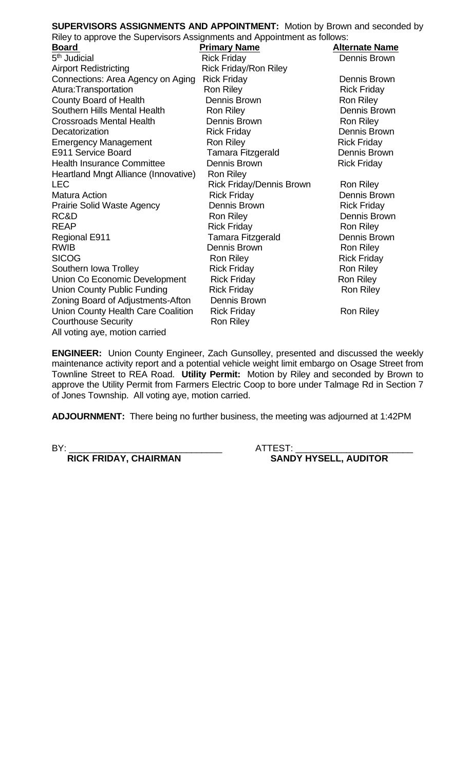**SUPERVISORS ASSIGNMENTS AND APPOINTMENT:** Motion by Brown and seconded by Riley to approve the Supervisors Assignments and Appointment as follows:

| Board | Primary Name | Alternate Name |
|---|---|---|
| 5th Judicial | Rick Friday | Dennis Brown |
| Airport Redistricting | Rick Friday/Ron Riley | |
| Connections: Area Agency on Aging | Rick Friday | Dennis Brown |
| Atura:Transportation | Ron Riley | Rick Friday |
| County Board of Health | Dennis Brown | Ron Riley |
| Southern Hills Mental Health | Ron Riley | Dennis Brown |
| Crossroads Mental Health | Dennis Brown | Ron Riley |
| Decatorization | Rick Friday | Dennis Brown |
| Emergency Management | Ron Riley | Rick Friday |
| E911 Service Board | Tamara Fitzgerald | Dennis Brown |
| Health Insurance Committee | Dennis Brown | Rick Friday |
| Heartland Mngt Alliance (Innovative) | Ron Riley | |
| LEC | Rick Friday/Dennis Brown | Ron Riley |
| Matura Action | Rick Friday | Dennis Brown |
| Prairie Solid Waste Agency | Dennis Brown | Rick Friday |
| RC&D | Ron Riley | Dennis Brown |
| REAP | Rick Friday | Ron Riley |
| Regional E911 | Tamara Fitzgerald | Dennis Brown |
| RWIB | Dennis Brown | Ron Riley |
| SICOG | Ron Riley | Rick Friday |
| Southern Iowa Trolley | Rick Friday | Ron Riley |
| Union Co Economic Development | Rick Friday | Ron Riley |
| Union County Public Funding | Rick Friday | Ron Riley |
| Zoning Board of Adjustments-Afton | Dennis Brown | |
| Union County Health Care Coalition | Rick Friday | Ron Riley |
| Courthouse Security | Ron Riley | |

All voting aye, motion carried

**ENGINEER:** Union County Engineer, Zach Gunsolley, presented and discussed the weekly maintenance activity report and a potential vehicle weight limit embargo on Osage Street from Townline Street to REA Road. **Utility Permit:** Motion by Riley and seconded by Brown to approve the Utility Permit from Farmers Electric Coop to bore under Talmage Rd in Section 7 of Jones Township. All voting aye, motion carried.

**ADJOURNMENT:** There being no further business, the meeting was adjourned at 1:42PM

BY: ______________________________ ATTEST: ______________________

**RICK FRIDAY, CHAIRMAN** **SANDY HYSELL, AUDITOR**